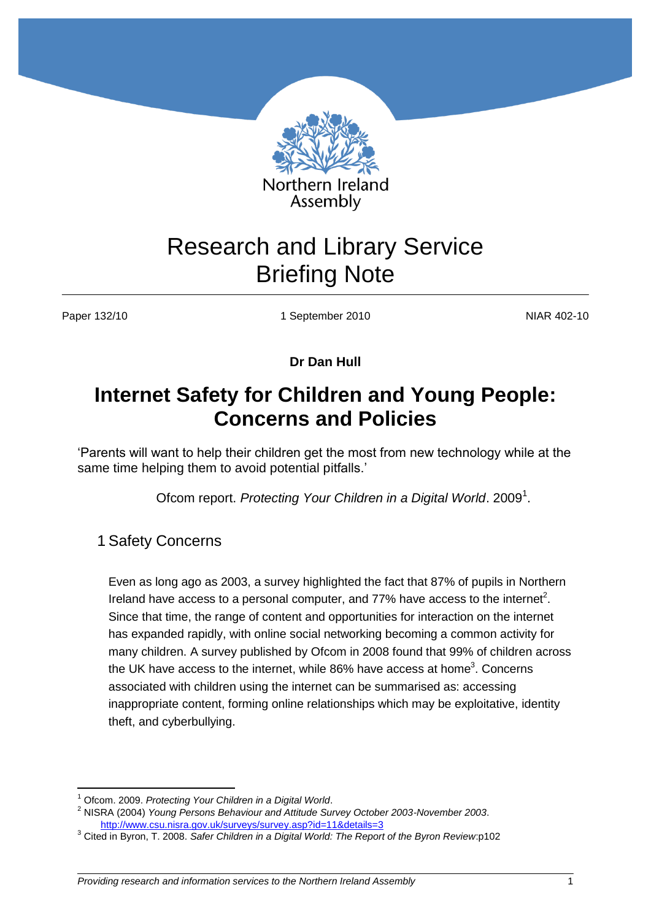Northern Ireland Assembly

# Research and Library Service Briefing Note

Paper 132/10 | 1 September 2010 | NIAR 402-10

**Dr Dan Hull**

# Internet Safety for Children and Young People: Concerns and Policies

'Parents will want to help their children get the most from new technology while at the same time helping them to avoid potential pitfalls.'

Ofcom report. *Protecting Your Children in a Digital World*. 2009[1].

## 1 Safety Concerns

Even as long ago as 2003, a survey highlighted the fact that 87% of pupils in Northern Ireland have access to a personal computer, and 77% have access to the internet[2]. Since that time, the range of content and opportunities for interaction on the internet has expanded rapidly, with online social networking becoming a common activity for many children. A survey published by Ofcom in 2008 found that 99% of children across the UK have access to the internet, while 86% have access at home[3]. Concerns associated with children using the internet can be summarised as: accessing inappropriate content, forming online relationships which may be exploitative, identity theft, and cyberbullying.

---

[1] Ofcom. 2009. *Protecting Your Children in a Digital World*.

[2] NISRA (2004) *Young Persons Behaviour and Attitude Survey October 2003-November 2003*. http://www.csu.nisra.gov.uk/surveys/survey.asp?id=11&details=3

[3] Cited in Byron, T. 2008. *Safer Children in a Digital World: The Report of the Byron Review*:p102

*Providing research and information services to the Northern Ireland Assembly*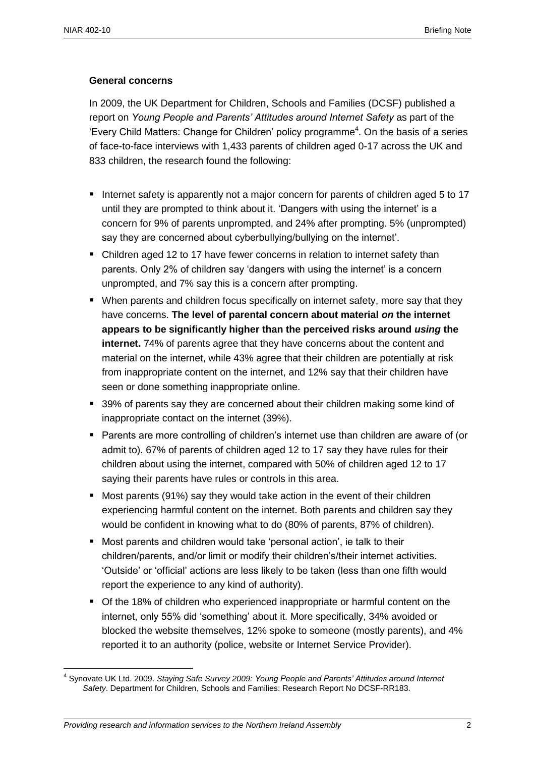### General concerns

In 2009, the UK Department for Children, Schools and Families (DCSF) published a report on *Young People and Parents' Attitudes around Internet Safety* as part of the 'Every Child Matters: Change for Children' policy programme[4]. On the basis of a series of face-to-face interviews with 1,433 parents of children aged 0-17 across the UK and 833 children, the research found the following:

- Internet safety is apparently not a major concern for parents of children aged 5 to 17 until they are prompted to think about it. 'Dangers with using the internet' is a concern for 9% of parents unprompted, and 24% after prompting. 5% (unprompted) say they are concerned about cyberbullying/bullying on the internet'.
- Children aged 12 to 17 have fewer concerns in relation to internet safety than parents. Only 2% of children say 'dangers with using the internet' is a concern unprompted, and 7% say this is a concern after prompting.
- When parents and children focus specifically on internet safety, more say that they have concerns. **The level of parental concern about material *on* the internet appears to be significantly higher than the perceived risks around *using* the internet.** 74% of parents agree that they have concerns about the content and material on the internet, while 43% agree that their children are potentially at risk from inappropriate content on the internet, and 12% say that their children have seen or done something inappropriate online.
- 39% of parents say they are concerned about their children making some kind of inappropriate contact on the internet (39%).
- Parents are more controlling of children's internet use than children are aware of (or admit to). 67% of parents of children aged 12 to 17 say they have rules for their children about using the internet, compared with 50% of children aged 12 to 17 saying their parents have rules or controls in this area.
- Most parents (91%) say they would take action in the event of their children experiencing harmful content on the internet. Both parents and children say they would be confident in knowing what to do (80% of parents, 87% of children).
- Most parents and children would take 'personal action', ie talk to their children/parents, and/or limit or modify their children's/their internet activities. 'Outside' or 'official' actions are less likely to be taken (less than one fifth would report the experience to any kind of authority).
- Of the 18% of children who experienced inappropriate or harmful content on the internet, only 55% did 'something' about it. More specifically, 34% avoided or blocked the website themselves, 12% spoke to someone (mostly parents), and 4% reported it to an authority (police, website or Internet Service Provider).

[4] Synovate UK Ltd. 2009. *Staying Safe Survey 2009: Young People and Parents' Attitudes around Internet Safety*. Department for Children, Schools and Families: Research Report No DCSF-RR183.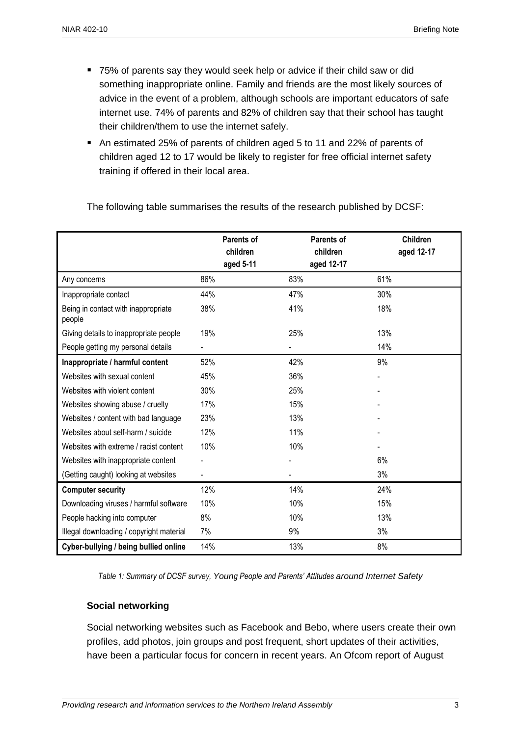- 75% of parents say they would seek help or advice if their child saw or did something inappropriate online. Family and friends are the most likely sources of advice in the event of a problem, although schools are important educators of safe internet use. 74% of parents and 82% of children say that their school has taught their children/them to use the internet safely.
- An estimated 25% of parents of children aged 5 to 11 and 22% of parents of children aged 12 to 17 would be likely to register for free official internet safety training if offered in their local area.

The following table summarises the results of the research published by DCSF:

| | Parents of children aged 5-11 | Parents of children aged 12-17 | Children aged 12-17 |
|---|---|---|---|
| Any concerns | 86% | 83% | 61% |
| Inappropriate contact | 44% | 47% | 30% |
| Being in contact with inappropriate people | 38% | 41% | 18% |
| Giving details to inappropriate people | 19% | 25% | 13% |
| People getting my personal details | - | - | 14% |
| **Inappropriate / harmful content** | 52% | 42% | 9% |
| Websites with sexual content | 45% | 36% | - |
| Websites with violent content | 30% | 25% | - |
| Websites showing abuse / cruelty | 17% | 15% | - |
| Websites / content with bad language | 23% | 13% | - |
| Websites about self-harm / suicide | 12% | 11% | - |
| Websites with extreme / racist content | 10% | 10% | - |
| Websites with inappropriate content | - | - | 6% |
| (Getting caught) looking at websites | - | - | 3% |
| **Computer security** | 12% | 14% | 24% |
| Downloading viruses / harmful software | 10% | 10% | 15% |
| People hacking into computer | 8% | 10% | 13% |
| Illegal downloading / copyright material | 7% | 9% | 3% |
| **Cyber-bullying / being bullied online** | 14% | 13% | 8% |

*Table 1: Summary of DCSF survey, Young People and Parents' Attitudes around Internet Safety*

### Social networking

Social networking websites such as Facebook and Bebo, where users create their own profiles, add photos, join groups and post frequent, short updates of their activities, have been a particular focus for concern in recent years. An Ofcom report of August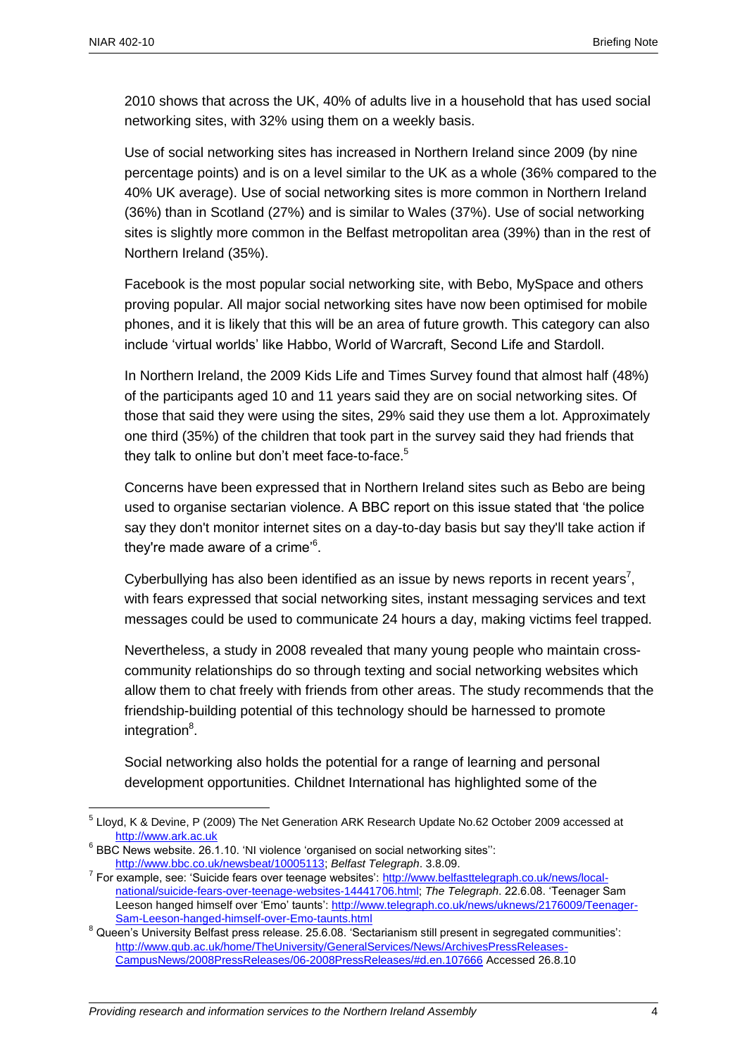2010 shows that across the UK, 40% of adults live in a household that has used social networking sites, with 32% using them on a weekly basis.

Use of social networking sites has increased in Northern Ireland since 2009 (by nine percentage points) and is on a level similar to the UK as a whole (36% compared to the 40% UK average). Use of social networking sites is more common in Northern Ireland (36%) than in Scotland (27%) and is similar to Wales (37%). Use of social networking sites is slightly more common in the Belfast metropolitan area (39%) than in the rest of Northern Ireland (35%).

Facebook is the most popular social networking site, with Bebo, MySpace and others proving popular. All major social networking sites have now been optimised for mobile phones, and it is likely that this will be an area of future growth. This category can also include 'virtual worlds' like Habbo, World of Warcraft, Second Life and Stardoll.

In Northern Ireland, the 2009 Kids Life and Times Survey found that almost half (48%) of the participants aged 10 and 11 years said they are on social networking sites. Of those that said they were using the sites, 29% said they use them a lot. Approximately one third (35%) of the children that took part in the survey said they had friends that they talk to online but don't meet face-to-face.[5]

Concerns have been expressed that in Northern Ireland sites such as Bebo are being used to organise sectarian violence. A BBC report on this issue stated that 'the police say they don't monitor internet sites on a day-to-day basis but say they'll take action if they're made aware of a crime'[6].

Cyberbullying has also been identified as an issue by news reports in recent years[7], with fears expressed that social networking sites, instant messaging services and text messages could be used to communicate 24 hours a day, making victims feel trapped.

Nevertheless, a study in 2008 revealed that many young people who maintain cross-community relationships do so through texting and social networking websites which allow them to chat freely with friends from other areas. The study recommends that the friendship-building potential of this technology should be harnessed to promote integration[8].

Social networking also holds the potential for a range of learning and personal development opportunities. Childnet International has highlighted some of the

---

[5] Lloyd, K & Devine, P (2009) The Net Generation ARK Research Update No.62 October 2009 accessed at http://www.ark.ac.uk

[6] BBC News website. 26.1.10. 'NI violence 'organised on social networking sites'': http://www.bbc.co.uk/newsbeat/10005113; *Belfast Telegraph*. 3.8.09.

[7] For example, see: 'Suicide fears over teenage websites': http://www.belfasttelegraph.co.uk/news/local-national/suicide-fears-over-teenage-websites-14441706.html; *The Telegraph*. 22.6.08. 'Teenager Sam Leeson hanged himself over 'Emo' taunts': http://www.telegraph.co.uk/news/uknews/2176009/Teenager-Sam-Leeson-hanged-himself-over-Emo-taunts.html

[8] Queen's University Belfast press release. 25.6.08. 'Sectarianism still present in segregated communities': http://www.qub.ac.uk/home/TheUniversity/GeneralServices/News/ArchivesPressReleases-CampusNews/2008PressReleases/06-2008PressReleases/#d.en.107666 Accessed 26.8.10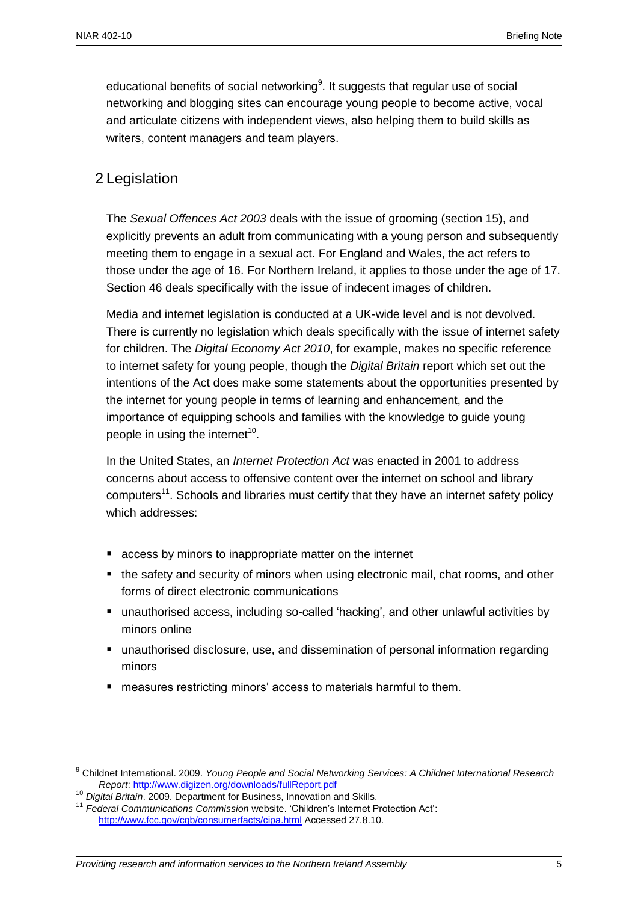educational benefits of social networking[9]. It suggests that regular use of social networking and blogging sites can encourage young people to become active, vocal and articulate citizens with independent views, also helping them to build skills as writers, content managers and team players.

## 2 Legislation

The *Sexual Offences Act 2003* deals with the issue of grooming (section 15), and explicitly prevents an adult from communicating with a young person and subsequently meeting them to engage in a sexual act. For England and Wales, the act refers to those under the age of 16. For Northern Ireland, it applies to those under the age of 17. Section 46 deals specifically with the issue of indecent images of children.

Media and internet legislation is conducted at a UK-wide level and is not devolved. There is currently no legislation which deals specifically with the issue of internet safety for children. The *Digital Economy Act 2010*, for example, makes no specific reference to internet safety for young people, though the *Digital Britain* report which set out the intentions of the Act does make some statements about the opportunities presented by the internet for young people in terms of learning and enhancement, and the importance of equipping schools and families with the knowledge to guide young people in using the internet[10].

In the United States, an *Internet Protection Act* was enacted in 2001 to address concerns about access to offensive content over the internet on school and library computers[11]. Schools and libraries must certify that they have an internet safety policy which addresses:

- access by minors to inappropriate matter on the internet
- the safety and security of minors when using electronic mail, chat rooms, and other forms of direct electronic communications
- unauthorised access, including so-called 'hacking', and other unlawful activities by minors online
- unauthorised disclosure, use, and dissemination of personal information regarding minors
- measures restricting minors' access to materials harmful to them.

---

[9] Childnet International. 2009. *Young People and Social Networking Services: A Childnet International Research Report*: http://www.digizen.org/downloads/fullReport.pdf

[10] *Digital Britain*. 2009. Department for Business, Innovation and Skills.

[11] *Federal Communications Commission* website. 'Children's Internet Protection Act': http://www.fcc.gov/cgb/consumerfacts/cipa.html Accessed 27.8.10.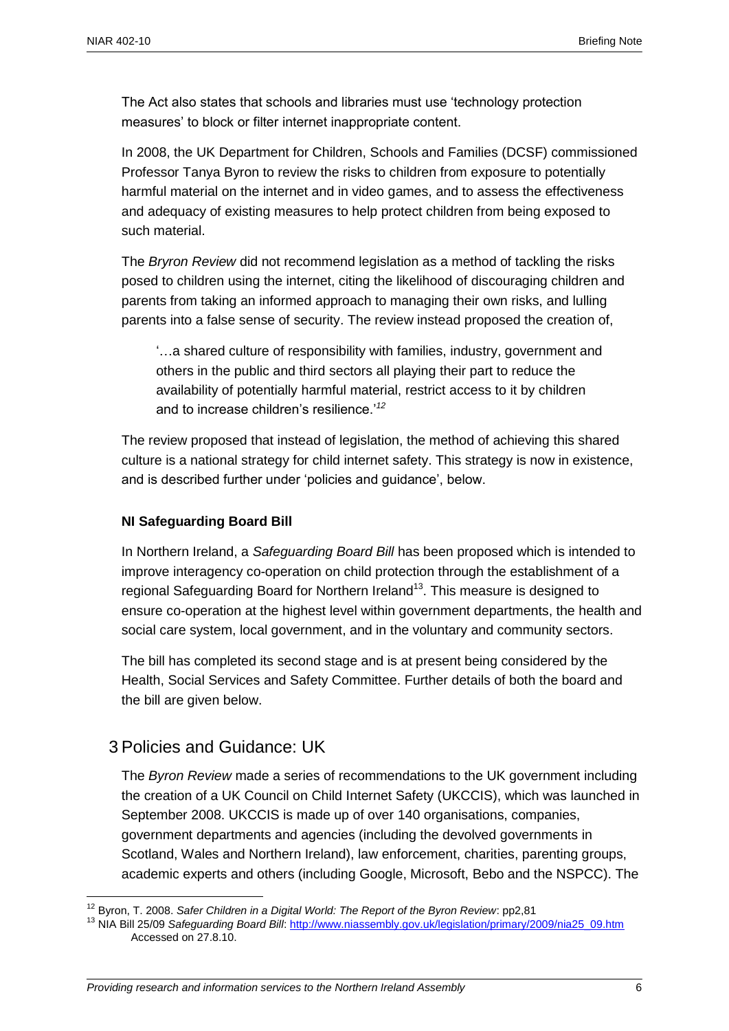The Act also states that schools and libraries must use 'technology protection measures' to block or filter internet inappropriate content.

In 2008, the UK Department for Children, Schools and Families (DCSF) commissioned Professor Tanya Byron to review the risks to children from exposure to potentially harmful material on the internet and in video games, and to assess the effectiveness and adequacy of existing measures to help protect children from being exposed to such material.

The *Bryron Review* did not recommend legislation as a method of tackling the risks posed to children using the internet, citing the likelihood of discouraging children and parents from taking an informed approach to managing their own risks, and lulling parents into a false sense of security. The review instead proposed the creation of,

> '…a shared culture of responsibility with families, industry, government and others in the public and third sectors all playing their part to reduce the availability of potentially harmful material, restrict access to it by children and to increase children's resilience.'[12]

The review proposed that instead of legislation, the method of achieving this shared culture is a national strategy for child internet safety. This strategy is now in existence, and is described further under 'policies and guidance', below.

### NI Safeguarding Board Bill

In Northern Ireland, a *Safeguarding Board Bill* has been proposed which is intended to improve interagency co-operation on child protection through the establishment of a regional Safeguarding Board for Northern Ireland[13]. This measure is designed to ensure co-operation at the highest level within government departments, the health and social care system, local government, and in the voluntary and community sectors.

The bill has completed its second stage and is at present being considered by the Health, Social Services and Safety Committee. Further details of both the board and the bill are given below.

## 3 Policies and Guidance: UK

The *Byron Review* made a series of recommendations to the UK government including the creation of a UK Council on Child Internet Safety (UKCCIS), which was launched in September 2008. UKCCIS is made up of over 140 organisations, companies, government departments and agencies (including the devolved governments in Scotland, Wales and Northern Ireland), law enforcement, charities, parenting groups, academic experts and others (including Google, Microsoft, Bebo and the NSPCC). The

---

[12] Byron, T. 2008. *Safer Children in a Digital World: The Report of the Byron Review*: pp2,81

[13] NIA Bill 25/09 *Safeguarding Board Bill*: http://www.niassembly.gov.uk/legislation/primary/2009/nia25_09.htm Accessed on 27.8.10.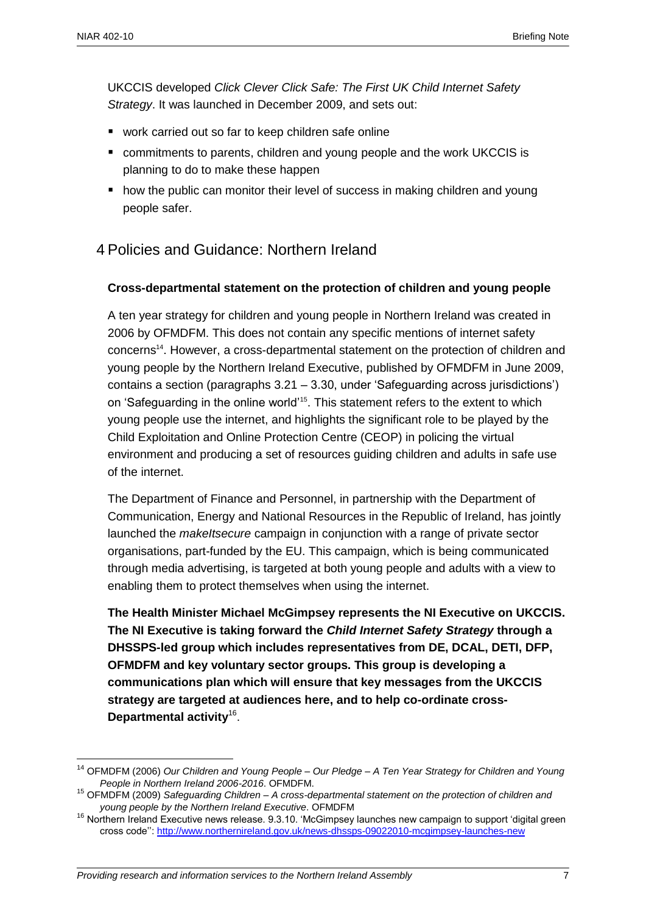UKCCIS developed *Click Clever Click Safe: The First UK Child Internet Safety Strategy*. It was launched in December 2009, and sets out:

- work carried out so far to keep children safe online
- commitments to parents, children and young people and the work UKCCIS is planning to do to make these happen
- how the public can monitor their level of success in making children and young people safer.

# 4 Policies and Guidance: Northern Ireland

**Cross-departmental statement on the protection of children and young people**

A ten year strategy for children and young people in Northern Ireland was created in 2006 by OFMDFM. This does not contain any specific mentions of internet safety concerns[14]. However, a cross-departmental statement on the protection of children and young people by the Northern Ireland Executive, published by OFMDFM in June 2009, contains a section (paragraphs 3.21 – 3.30, under 'Safeguarding across jurisdictions') on 'Safeguarding in the online world'[15]. This statement refers to the extent to which young people use the internet, and highlights the significant role to be played by the Child Exploitation and Online Protection Centre (CEOP) in policing the virtual environment and producing a set of resources guiding children and adults in safe use of the internet.

The Department of Finance and Personnel, in partnership with the Department of Communication, Energy and National Resources in the Republic of Ireland, has jointly launched the *makeItsecure* campaign in conjunction with a range of private sector organisations, part-funded by the EU. This campaign, which is being communicated through media advertising, is targeted at both young people and adults with a view to enabling them to protect themselves when using the internet.

**The Health Minister Michael McGimpsey represents the NI Executive on UKCCIS. The NI Executive is taking forward the *Child Internet Safety Strategy* through a DHSSPS-led group which includes representatives from DE, DCAL, DETI, DFP, OFMDFM and key voluntary sector groups. This group is developing a communications plan which will ensure that key messages from the UKCCIS strategy are targeted at audiences here, and to help co-ordinate cross-Departmental activity**[16].

---

[14] OFMDFM (2006) *Our Children and Young People – Our Pledge – A Ten Year Strategy for Children and Young People in Northern Ireland 2006-2016*. OFMDFM.

[15] OFMDFM (2009) *Safeguarding Children – A cross-departmental statement on the protection of children and young people by the Northern Ireland Executive*. OFMDFM

[16] Northern Ireland Executive news release. 9.3.10. 'McGimpsey launches new campaign to support 'digital green cross code'': http://www.northernireland.gov.uk/news-dhssps-09022010-mcgimpsey-launches-new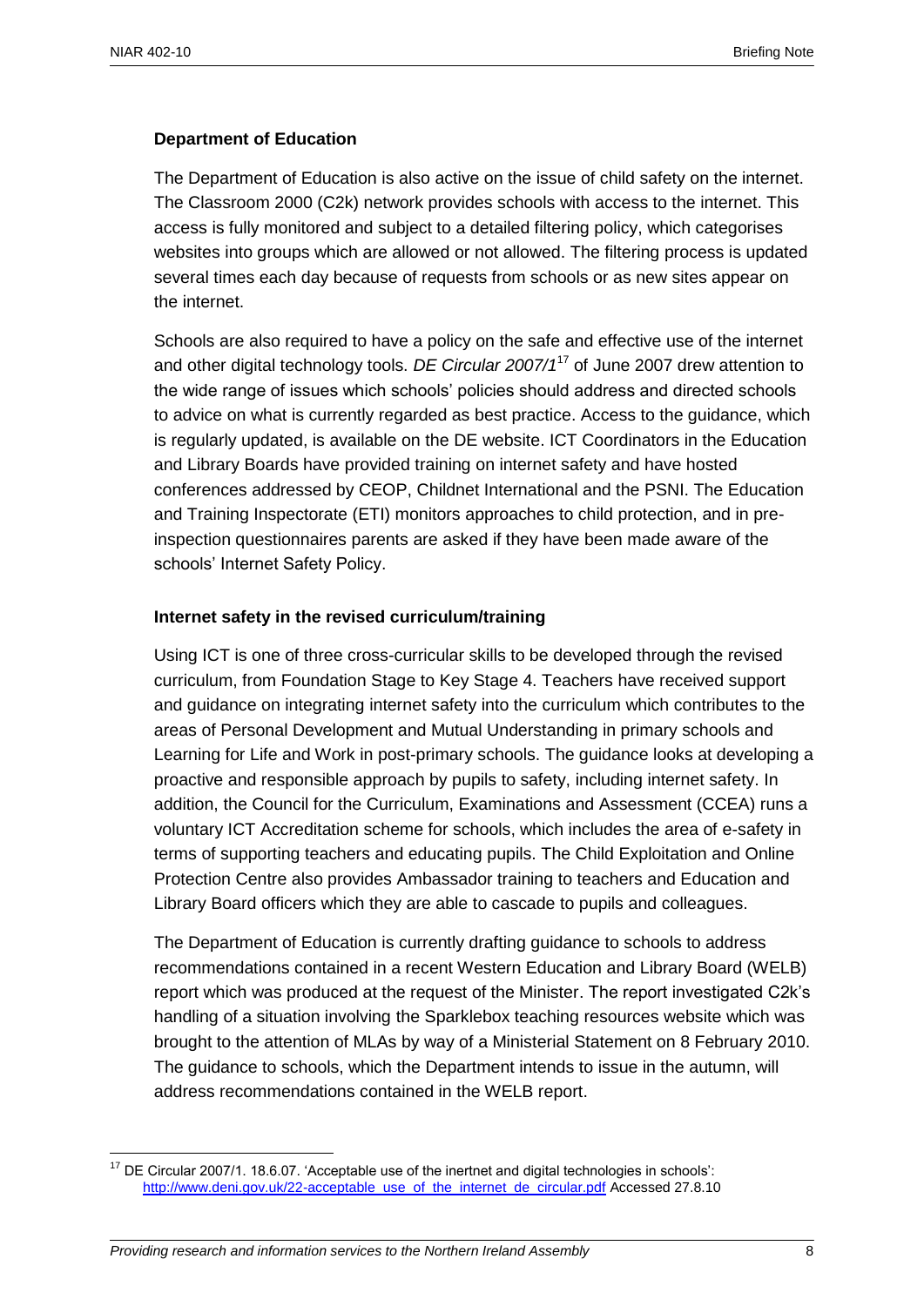**Department of Education**

The Department of Education is also active on the issue of child safety on the internet. The Classroom 2000 (C2k) network provides schools with access to the internet. This access is fully monitored and subject to a detailed filtering policy, which categorises websites into groups which are allowed or not allowed. The filtering process is updated several times each day because of requests from schools or as new sites appear on the internet.

Schools are also required to have a policy on the safe and effective use of the internet and other digital technology tools. *DE Circular 2007/1*[17] of June 2007 drew attention to the wide range of issues which schools' policies should address and directed schools to advice on what is currently regarded as best practice. Access to the guidance, which is regularly updated, is available on the DE website. ICT Coordinators in the Education and Library Boards have provided training on internet safety and have hosted conferences addressed by CEOP, Childnet International and the PSNI. The Education and Training Inspectorate (ETI) monitors approaches to child protection, and in pre-inspection questionnaires parents are asked if they have been made aware of the schools' Internet Safety Policy.

**Internet safety in the revised curriculum/training**

Using ICT is one of three cross-curricular skills to be developed through the revised curriculum, from Foundation Stage to Key Stage 4. Teachers have received support and guidance on integrating internet safety into the curriculum which contributes to the areas of Personal Development and Mutual Understanding in primary schools and Learning for Life and Work in post-primary schools. The guidance looks at developing a proactive and responsible approach by pupils to safety, including internet safety. In addition, the Council for the Curriculum, Examinations and Assessment (CCEA) runs a voluntary ICT Accreditation scheme for schools, which includes the area of e-safety in terms of supporting teachers and educating pupils. The Child Exploitation and Online Protection Centre also provides Ambassador training to teachers and Education and Library Board officers which they are able to cascade to pupils and colleagues.

The Department of Education is currently drafting guidance to schools to address recommendations contained in a recent Western Education and Library Board (WELB) report which was produced at the request of the Minister. The report investigated C2k's handling of a situation involving the Sparklebox teaching resources website which was brought to the attention of MLAs by way of a Ministerial Statement on 8 February 2010. The guidance to schools, which the Department intends to issue in the autumn, will address recommendations contained in the WELB report.

---

[17] DE Circular 2007/1. 18.6.07. 'Acceptable use of the inertnet and digital technologies in schools': http://www.deni.gov.uk/22-acceptable_use_of_the_internet_de_circular.pdf Accessed 27.8.10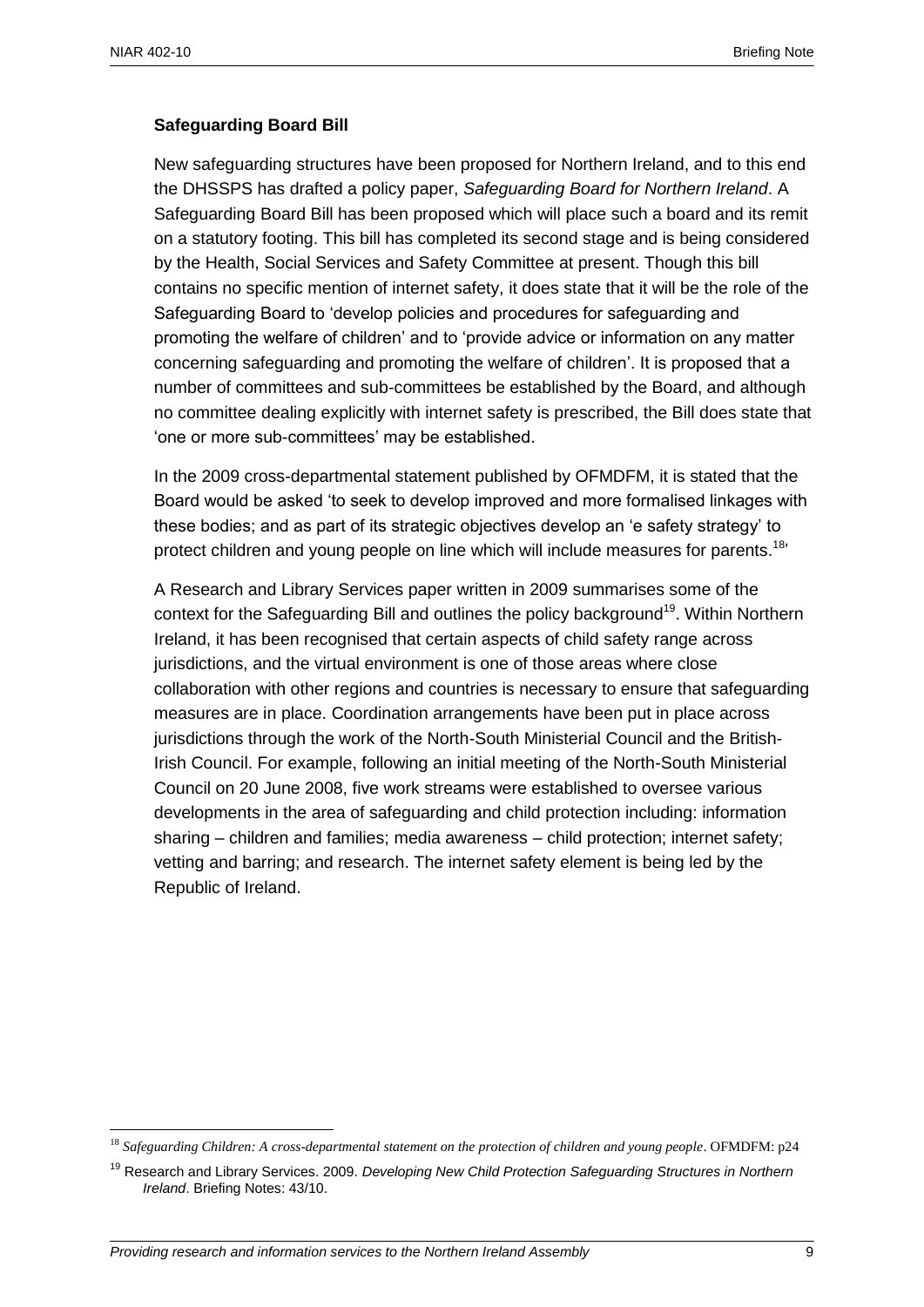**Safeguarding Board Bill**

New safeguarding structures have been proposed for Northern Ireland, and to this end the DHSSPS has drafted a policy paper, *Safeguarding Board for Northern Ireland*. A Safeguarding Board Bill has been proposed which will place such a board and its remit on a statutory footing. This bill has completed its second stage and is being considered by the Health, Social Services and Safety Committee at present. Though this bill contains no specific mention of internet safety, it does state that it will be the role of the Safeguarding Board to 'develop policies and procedures for safeguarding and promoting the welfare of children' and to 'provide advice or information on any matter concerning safeguarding and promoting the welfare of children'. It is proposed that a number of committees and sub-committees be established by the Board, and although no committee dealing explicitly with internet safety is prescribed, the Bill does state that 'one or more sub-committees' may be established.

In the 2009 cross-departmental statement published by OFMDFM, it is stated that the Board would be asked 'to seek to develop improved and more formalised linkages with these bodies; and as part of its strategic objectives develop an 'e safety strategy' to protect children and young people on line which will include measures for parents.[18]'

A Research and Library Services paper written in 2009 summarises some of the context for the Safeguarding Bill and outlines the policy background[19]. Within Northern Ireland, it has been recognised that certain aspects of child safety range across jurisdictions, and the virtual environment is one of those areas where close collaboration with other regions and countries is necessary to ensure that safeguarding measures are in place. Coordination arrangements have been put in place across jurisdictions through the work of the North-South Ministerial Council and the British-Irish Council. For example, following an initial meeting of the North-South Ministerial Council on 20 June 2008, five work streams were established to oversee various developments in the area of safeguarding and child protection including: information sharing – children and families; media awareness – child protection; internet safety; vetting and barring; and research. The internet safety element is being led by the Republic of Ireland.

[18] *Safeguarding Children: A cross-departmental statement on the protection of children and young people*. OFMDFM: p24

[19] Research and Library Services. 2009. *Developing New Child Protection Safeguarding Structures in Northern Ireland*. Briefing Notes: 43/10.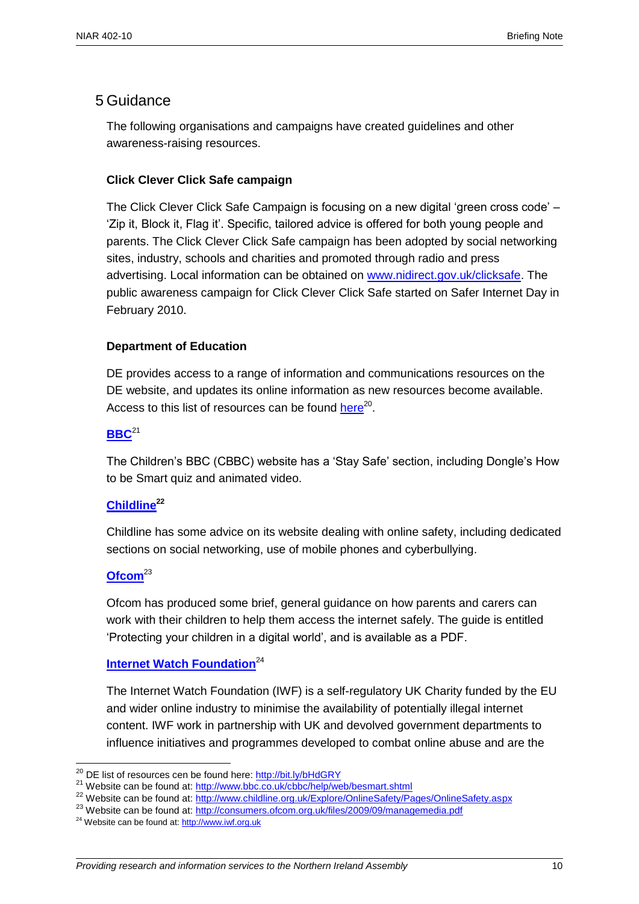# 5 Guidance

The following organisations and campaigns have created guidelines and other awareness-raising resources.

**Click Clever Click Safe campaign**

The Click Clever Click Safe Campaign is focusing on a new digital 'green cross code' – 'Zip it, Block it, Flag it'. Specific, tailored advice is offered for both young people and parents. The Click Clever Click Safe campaign has been adopted by social networking sites, industry, schools and charities and promoted through radio and press advertising. Local information can be obtained on www.nidirect.gov.uk/clicksafe. The public awareness campaign for Click Clever Click Safe started on Safer Internet Day in February 2010.

**Department of Education**

DE provides access to a range of information and communications resources on the DE website, and updates its online information as new resources become available. Access to this list of resources can be found here[20].

**BBC**[21]

The Children's BBC (CBBC) website has a 'Stay Safe' section, including Dongle's How to be Smart quiz and animated video.

**Childline**[22]

Childline has some advice on its website dealing with online safety, including dedicated sections on social networking, use of mobile phones and cyberbullying.

**Ofcom**[23]

Ofcom has produced some brief, general guidance on how parents and carers can work with their children to help them access the internet safely. The guide is entitled 'Protecting your children in a digital world', and is available as a PDF.

**Internet Watch Foundation**[24]

The Internet Watch Foundation (IWF) is a self-regulatory UK Charity funded by the EU and wider online industry to minimise the availability of potentially illegal internet content. IWF work in partnership with UK and devolved government departments to influence initiatives and programmes developed to combat online abuse and are the

---

[20] DE list of resources cen be found here: http://bit.ly/bHdGRY

[21] Website can be found at: http://www.bbc.co.uk/cbbc/help/web/besmart.shtml

[22] Website can be found at: http://www.childline.org.uk/Explore/OnlineSafety/Pages/OnlineSafety.aspx

[23] Website can be found at: http://consumers.ofcom.org.uk/files/2009/09/managemedia.pdf

[24] Website can be found at: http://www.iwf.org.uk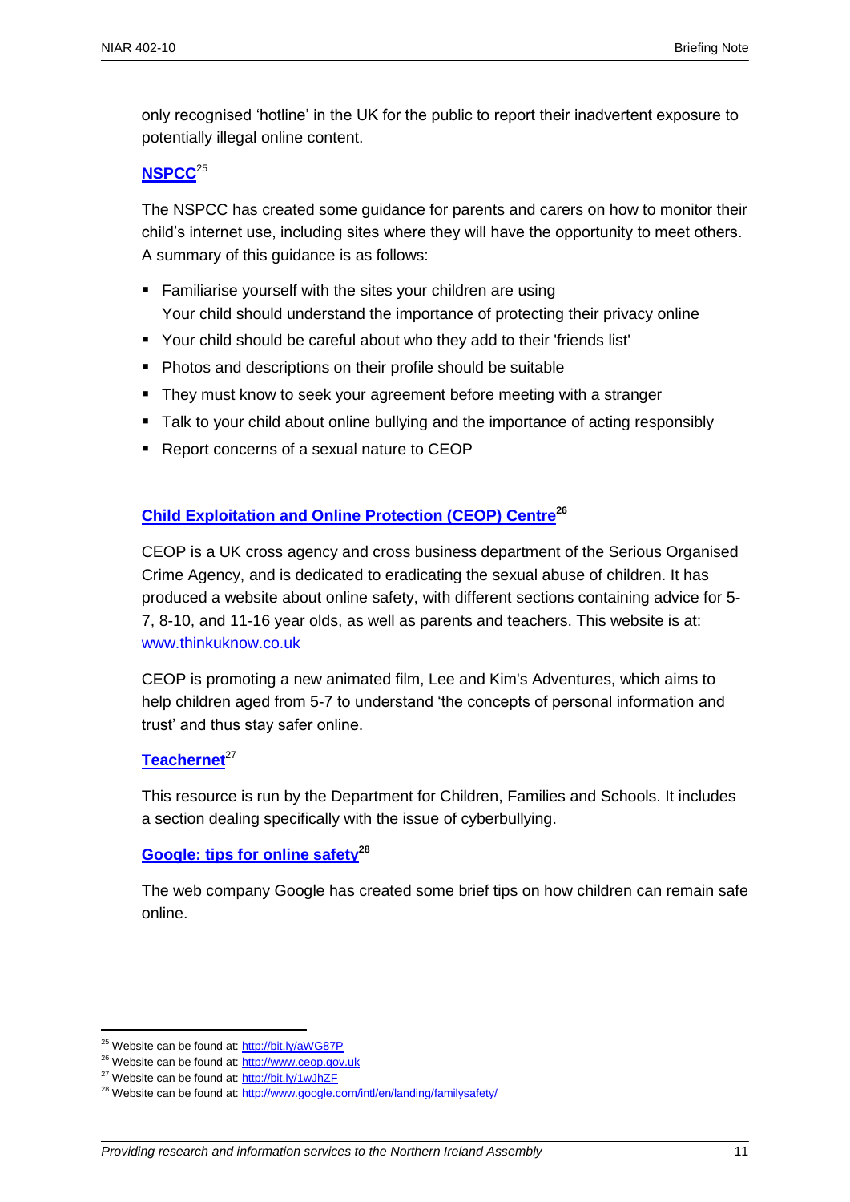only recognised 'hotline' in the UK for the public to report their inadvertent exposure to potentially illegal online content.

### NSPCC[25]

The NSPCC has created some guidance for parents and carers on how to monitor their child's internet use, including sites where they will have the opportunity to meet others. A summary of this guidance is as follows:

- Familiarise yourself with the sites your children are using  
  Your child should understand the importance of protecting their privacy online
- Your child should be careful about who they add to their 'friends list'
- Photos and descriptions on their profile should be suitable
- They must know to seek your agreement before meeting with a stranger
- Talk to your child about online bullying and the importance of acting responsibly
- Report concerns of a sexual nature to CEOP

### Child Exploitation and Online Protection (CEOP) Centre[26]

CEOP is a UK cross agency and cross business department of the Serious Organised Crime Agency, and is dedicated to eradicating the sexual abuse of children. It has produced a website about online safety, with different sections containing advice for 5-7, 8-10, and 11-16 year olds, as well as parents and teachers. This website is at: www.thinkuknow.co.uk

CEOP is promoting a new animated film, Lee and Kim's Adventures, which aims to help children aged from 5-7 to understand 'the concepts of personal information and trust' and thus stay safer online.

### Teachernet[27]

This resource is run by the Department for Children, Families and Schools. It includes a section dealing specifically with the issue of cyberbullying.

### Google: tips for online safety[28]

The web company Google has created some brief tips on how children can remain safe online.

---

[25] Website can be found at: http://bit.ly/aWG87P

[26] Website can be found at: http://www.ceop.gov.uk

[27] Website can be found at: http://bit.ly/1wJhZF

[28] Website can be found at: http://www.google.com/intl/en/landing/familysafety/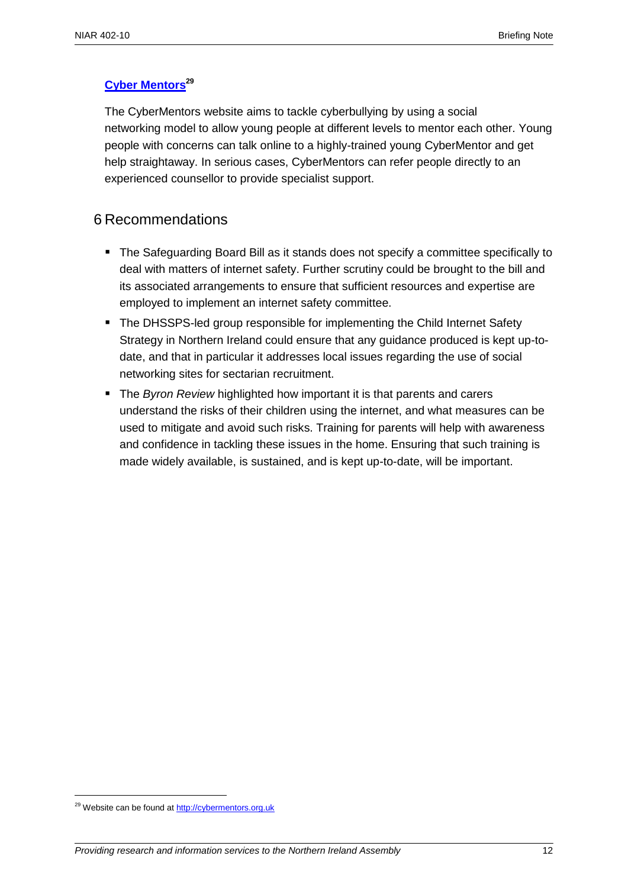**Cyber Mentors**[29]

The CyberMentors website aims to tackle cyberbullying by using a social networking model to allow young people at different levels to mentor each other. Young people with concerns can talk online to a highly-trained young CyberMentor and get help straightaway. In serious cases, CyberMentors can refer people directly to an experienced counsellor to provide specialist support.

## 6 Recommendations

- The Safeguarding Board Bill as it stands does not specify a committee specifically to deal with matters of internet safety. Further scrutiny could be brought to the bill and its associated arrangements to ensure that sufficient resources and expertise are employed to implement an internet safety committee.
- The DHSSPS-led group responsible for implementing the Child Internet Safety Strategy in Northern Ireland could ensure that any guidance produced is kept up-to-date, and that in particular it addresses local issues regarding the use of social networking sites for sectarian recruitment.
- The *Byron Review* highlighted how important it is that parents and carers understand the risks of their children using the internet, and what measures can be used to mitigate and avoid such risks. Training for parents will help with awareness and confidence in tackling these issues in the home. Ensuring that such training is made widely available, is sustained, and is kept up-to-date, will be important.

---

[29] Website can be found at http://cybermentors.org.uk